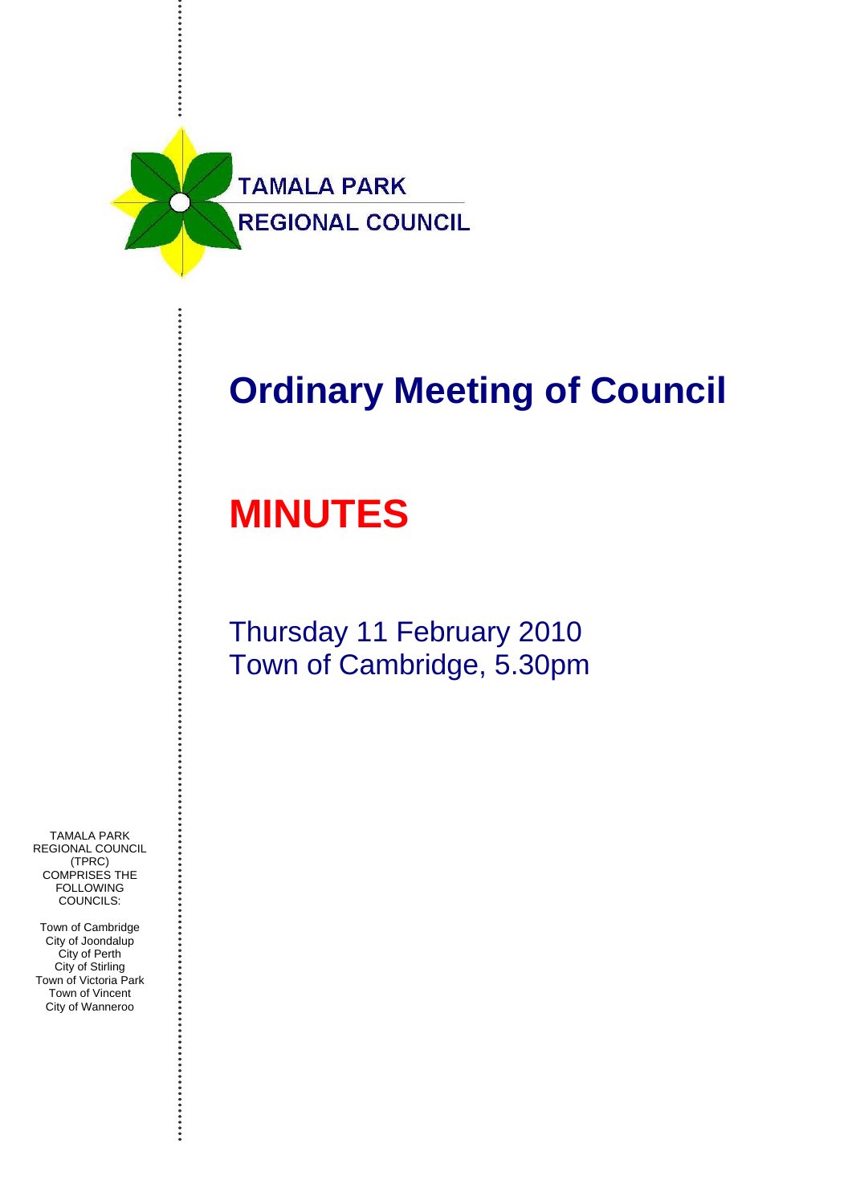TAMALA PARK
REGIONAL COUNCIL

# Ordinary Meeting of Council

# MINUTES

Thursday 11 February 2010
Town of Cambridge, 5.30pm

TAMALA PARK REGIONAL COUNCIL (TPRC) COMPRISES THE FOLLOWING COUNCILS:

Town of Cambridge
City of Joondalup
City of Perth
City of Stirling
Town of Victoria Park
Town of Vincent
City of Wanneroo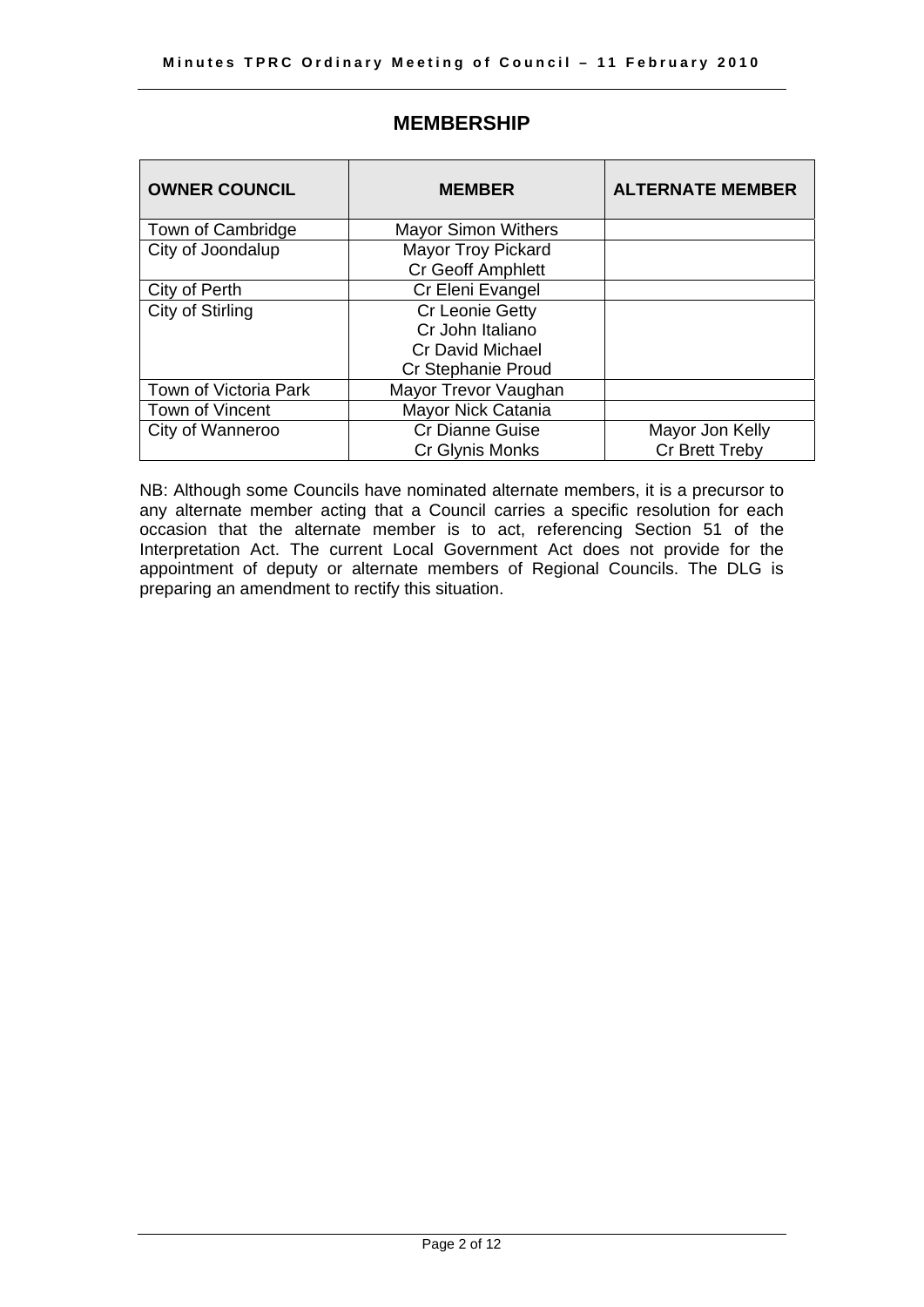## MEMBERSHIP

| OWNER COUNCIL | MEMBER | ALTERNATE MEMBER |
|---|---|---|
| Town of Cambridge | Mayor Simon Withers | |
| City of Joondalup | Mayor Troy Pickard<br>Cr Geoff Amphlett | |
| City of Perth | Cr Eleni Evangel | |
| City of Stirling | Cr Leonie Getty<br>Cr John Italiano<br>Cr David Michael<br>Cr Stephanie Proud | |
| Town of Victoria Park | Mayor Trevor Vaughan | |
| Town of Vincent | Mayor Nick Catania | |
| City of Wanneroo | Cr Dianne Guise<br>Cr Glynis Monks | Mayor Jon Kelly<br>Cr Brett Treby |

NB: Although some Councils have nominated alternate members, it is a precursor to any alternate member acting that a Council carries a specific resolution for each occasion that the alternate member is to act, referencing Section 51 of the Interpretation Act. The current Local Government Act does not provide for the appointment of deputy or alternate members of Regional Councils. The DLG is preparing an amendment to rectify this situation.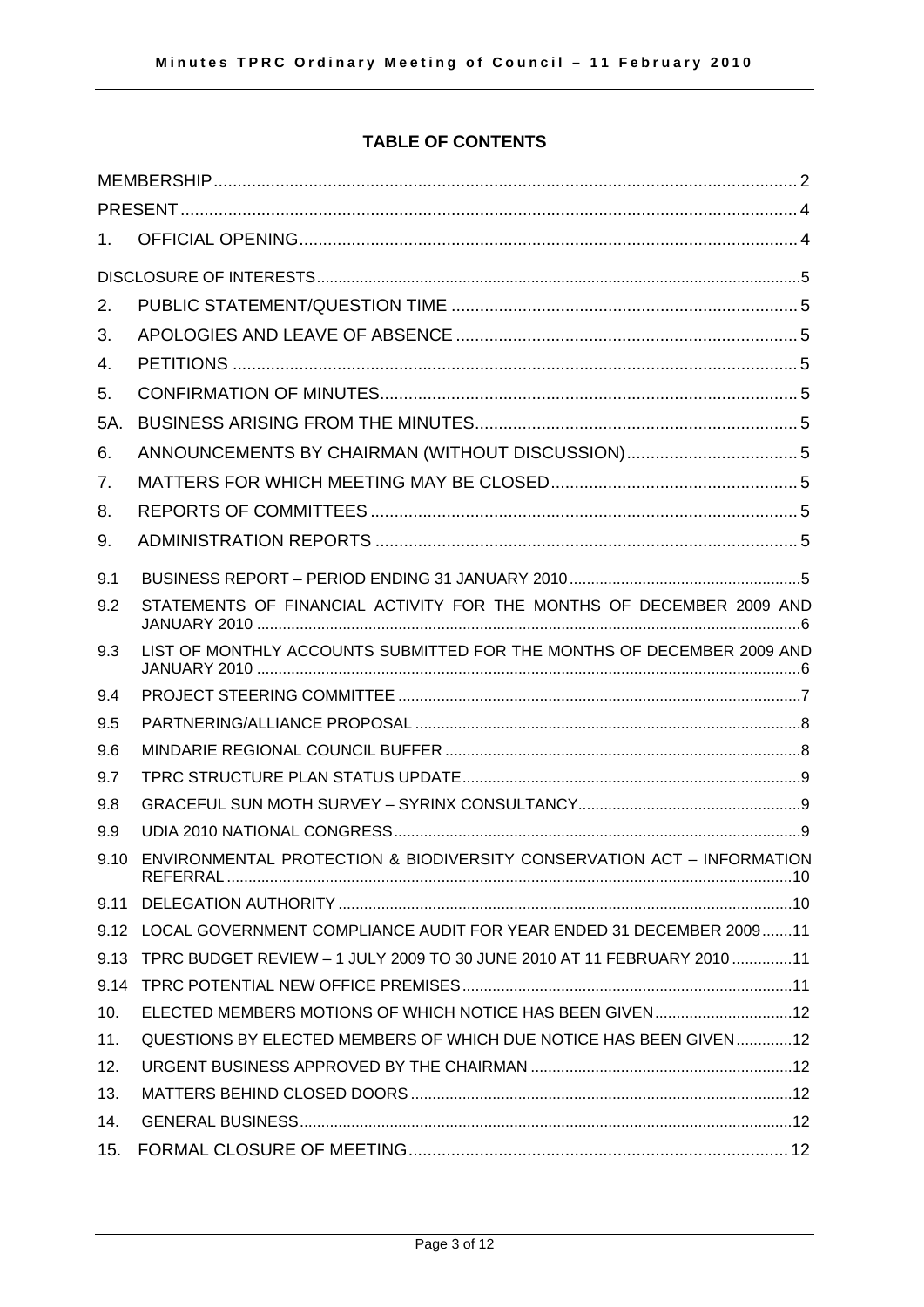**TABLE OF CONTENTS**

| | | |
|---|---|---|
| MEMBERSHIP | | 2 |
| PRESENT | | 4 |
| 1. | OFFICIAL OPENING | 4 |
| DISCLOSURE OF INTERESTS | | 5 |
| 2. | PUBLIC STATEMENT/QUESTION TIME | 5 |
| 3. | APOLOGIES AND LEAVE OF ABSENCE | 5 |
| 4. | PETITIONS | 5 |
| 5. | CONFIRMATION OF MINUTES | 5 |
| 5A. | BUSINESS ARISING FROM THE MINUTES | 5 |
| 6. | ANNOUNCEMENTS BY CHAIRMAN (WITHOUT DISCUSSION) | 5 |
| 7. | MATTERS FOR WHICH MEETING MAY BE CLOSED | 5 |
| 8. | REPORTS OF COMMITTEES | 5 |
| 9. | ADMINISTRATION REPORTS | 5 |
| 9.1 | BUSINESS REPORT – PERIOD ENDING 31 JANUARY 2010 | 5 |
| 9.2 | STATEMENTS OF FINANCIAL ACTIVITY FOR THE MONTHS OF DECEMBER 2009 AND JANUARY 2010 | 6 |
| 9.3 | LIST OF MONTHLY ACCOUNTS SUBMITTED FOR THE MONTHS OF DECEMBER 2009 AND JANUARY 2010 | 6 |
| 9.4 | PROJECT STEERING COMMITTEE | 7 |
| 9.5 | PARTNERING/ALLIANCE PROPOSAL | 8 |
| 9.6 | MINDARIE REGIONAL COUNCIL BUFFER | 8 |
| 9.7 | TPRC STRUCTURE PLAN STATUS UPDATE | 9 |
| 9.8 | GRACEFUL SUN MOTH SURVEY – SYRINX CONSULTANCY | 9 |
| 9.9 | UDIA 2010 NATIONAL CONGRESS | 9 |
| 9.10 | ENVIRONMENTAL PROTECTION & BIODIVERSITY CONSERVATION ACT – INFORMATION REFERRAL | 10 |
| 9.11 | DELEGATION AUTHORITY | 10 |
| 9.12 | LOCAL GOVERNMENT COMPLIANCE AUDIT FOR YEAR ENDED 31 DECEMBER 2009 | 11 |
| 9.13 | TPRC BUDGET REVIEW – 1 JULY 2009 TO 30 JUNE 2010 AT 11 FEBRUARY 2010 | 11 |
| 9.14 | TPRC POTENTIAL NEW OFFICE PREMISES | 11 |
| 10. | ELECTED MEMBERS MOTIONS OF WHICH NOTICE HAS BEEN GIVEN | 12 |
| 11. | QUESTIONS BY ELECTED MEMBERS OF WHICH DUE NOTICE HAS BEEN GIVEN | 12 |
| 12. | URGENT BUSINESS APPROVED BY THE CHAIRMAN | 12 |
| 13. | MATTERS BEHIND CLOSED DOORS | 12 |
| 14. | GENERAL BUSINESS | 12 |
| 15. | FORMAL CLOSURE OF MEETING | 12 |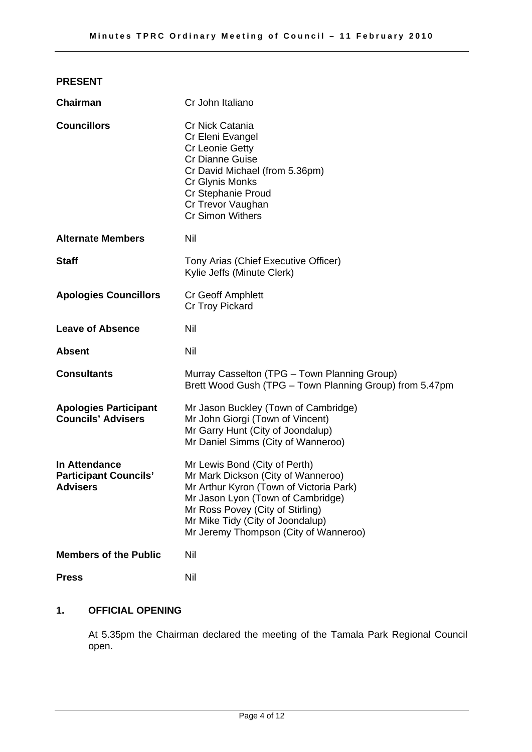## PRESENT

| | |
|---|---|
| **Chairman** | Cr John Italiano |
| **Councillors** | Cr Nick Catania<br>Cr Eleni Evangel<br>Cr Leonie Getty<br>Cr Dianne Guise<br>Cr David Michael (from 5.36pm)<br>Cr Glynis Monks<br>Cr Stephanie Proud<br>Cr Trevor Vaughan<br>Cr Simon Withers |
| **Alternate Members** | Nil |
| **Staff** | Tony Arias (Chief Executive Officer)<br>Kylie Jeffs (Minute Clerk) |
| **Apologies Councillors** | Cr Geoff Amphlett<br>Cr Troy Pickard |
| **Leave of Absence** | Nil |
| **Absent** | Nil |
| **Consultants** | Murray Casselton (TPG – Town Planning Group)<br>Brett Wood Gush (TPG – Town Planning Group) from 5.47pm |
| **Apologies Participant Councils' Advisers** | Mr Jason Buckley (Town of Cambridge)<br>Mr John Giorgi (Town of Vincent)<br>Mr Garry Hunt (City of Joondalup)<br>Mr Daniel Simms (City of Wanneroo) |
| **In Attendance Participant Councils' Advisers** | Mr Lewis Bond (City of Perth)<br>Mr Mark Dickson (City of Wanneroo)<br>Mr Arthur Kyron (Town of Victoria Park)<br>Mr Jason Lyon (Town of Cambridge)<br>Mr Ross Povey (City of Stirling)<br>Mr Mike Tidy (City of Joondalup)<br>Mr Jeremy Thompson (City of Wanneroo) |
| **Members of the Public** | Nil |
| **Press** | Nil |

## 1. OFFICIAL OPENING

At 5.35pm the Chairman declared the meeting of the Tamala Park Regional Council open.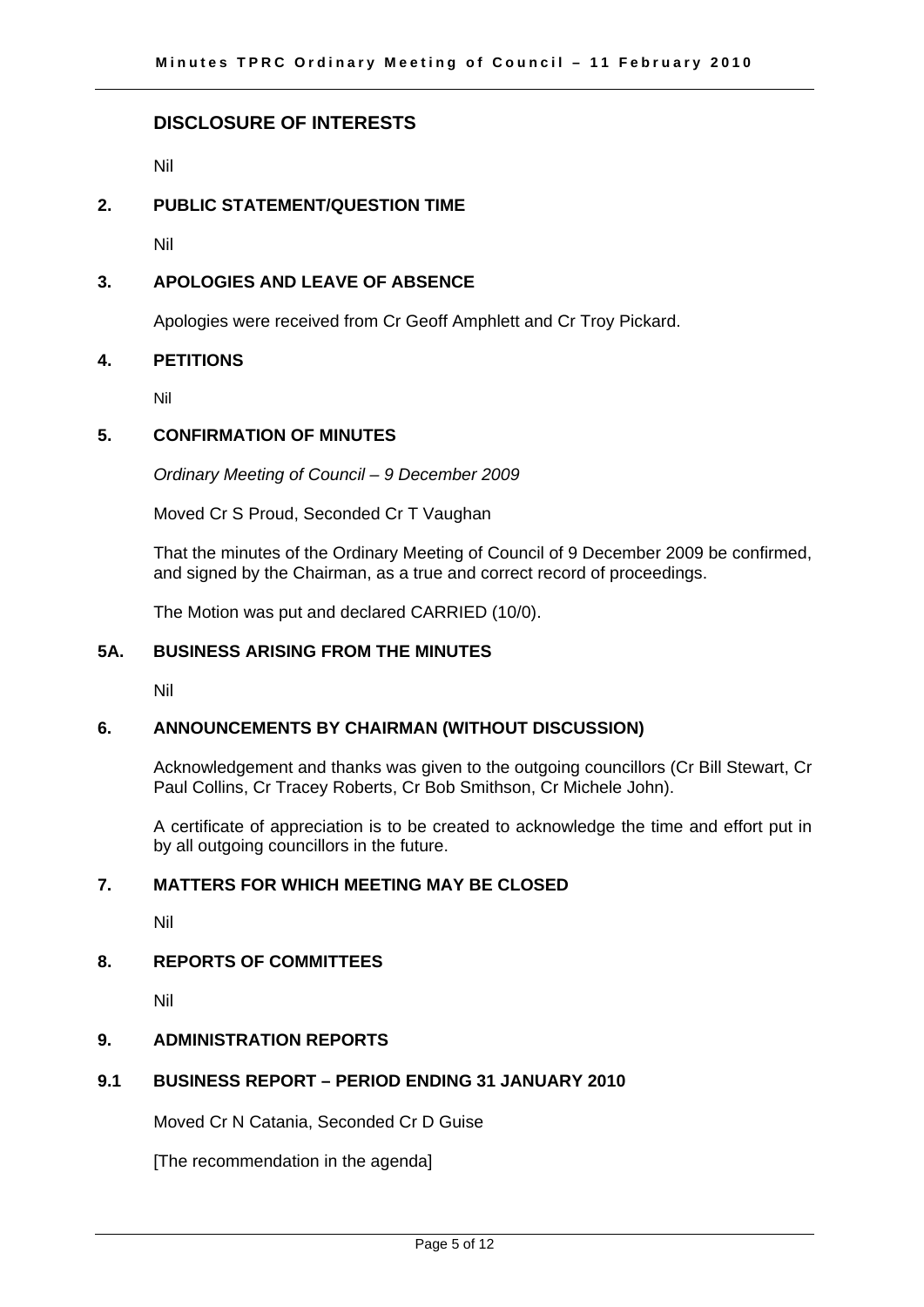## DISCLOSURE OF INTERESTS

Nil

## 2. PUBLIC STATEMENT/QUESTION TIME

Nil

## 3. APOLOGIES AND LEAVE OF ABSENCE

Apologies were received from Cr Geoff Amphlett and Cr Troy Pickard.

## 4. PETITIONS

Nil

## 5. CONFIRMATION OF MINUTES

*Ordinary Meeting of Council – 9 December 2009*

Moved Cr S Proud, Seconded Cr T Vaughan

That the minutes of the Ordinary Meeting of Council of 9 December 2009 be confirmed, and signed by the Chairman, as a true and correct record of proceedings.

The Motion was put and declared CARRIED (10/0).

## 5A. BUSINESS ARISING FROM THE MINUTES

Nil

## 6. ANNOUNCEMENTS BY CHAIRMAN (WITHOUT DISCUSSION)

Acknowledgement and thanks was given to the outgoing councillors (Cr Bill Stewart, Cr Paul Collins, Cr Tracey Roberts, Cr Bob Smithson, Cr Michele John).

A certificate of appreciation is to be created to acknowledge the time and effort put in by all outgoing councillors in the future.

## 7. MATTERS FOR WHICH MEETING MAY BE CLOSED

Nil

## 8. REPORTS OF COMMITTEES

Nil

## 9. ADMINISTRATION REPORTS

### 9.1 BUSINESS REPORT – PERIOD ENDING 31 JANUARY 2010

Moved Cr N Catania, Seconded Cr D Guise

[The recommendation in the agenda]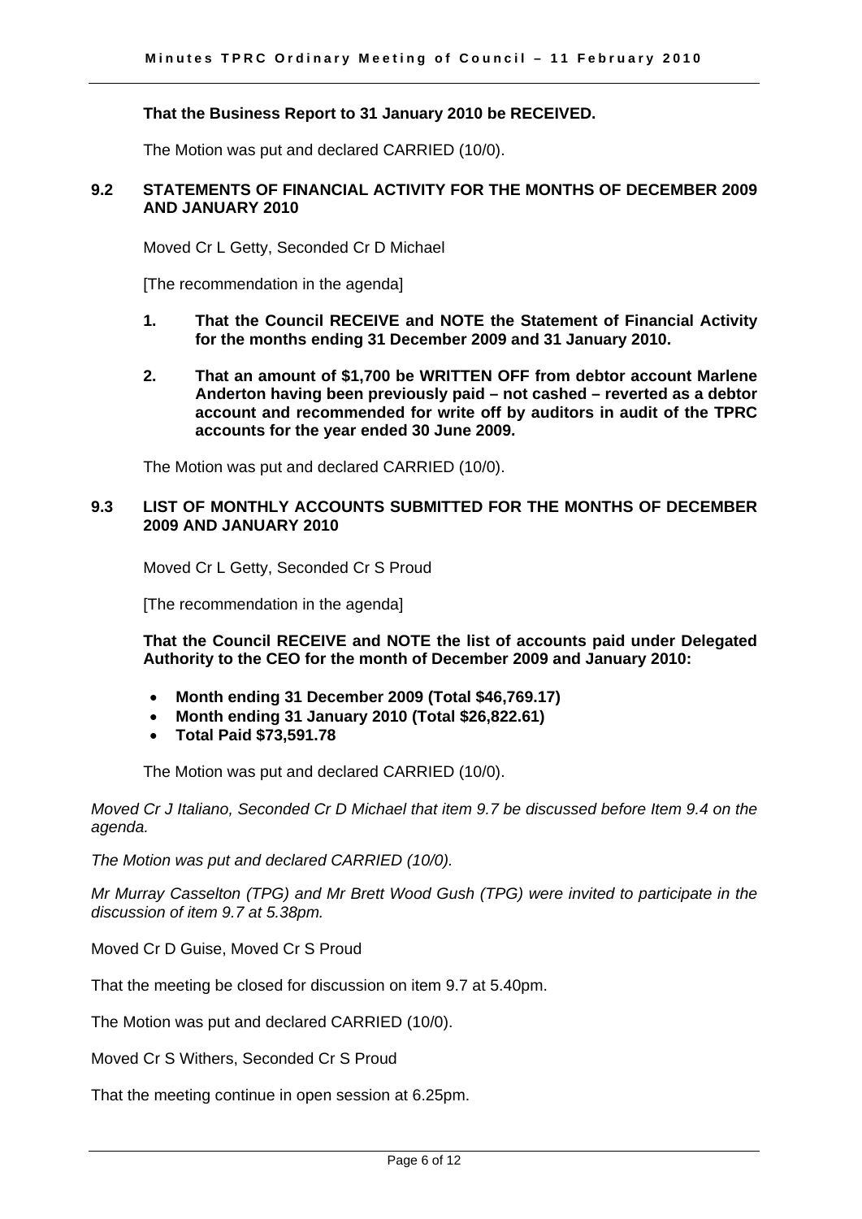**That the Business Report to 31 January 2010 be RECEIVED.**

The Motion was put and declared CARRIED (10/0).

### 9.2 STATEMENTS OF FINANCIAL ACTIVITY FOR THE MONTHS OF DECEMBER 2009 AND JANUARY 2010

Moved Cr L Getty, Seconded Cr D Michael

[The recommendation in the agenda]

1. **That the Council RECEIVE and NOTE the Statement of Financial Activity for the months ending 31 December 2009 and 31 January 2010.**

2. **That an amount of $1,700 be WRITTEN OFF from debtor account Marlene Anderton having been previously paid – not cashed – reverted as a debtor account and recommended for write off by auditors in audit of the TPRC accounts for the year ended 30 June 2009.**

The Motion was put and declared CARRIED (10/0).

### 9.3 LIST OF MONTHLY ACCOUNTS SUBMITTED FOR THE MONTHS OF DECEMBER 2009 AND JANUARY 2010

Moved Cr L Getty, Seconded Cr S Proud

[The recommendation in the agenda]

**That the Council RECEIVE and NOTE the list of accounts paid under Delegated Authority to the CEO for the month of December 2009 and January 2010:**

- **Month ending 31 December 2009 (Total $46,769.17)**
- **Month ending 31 January 2010 (Total $26,822.61)**
- **Total Paid $73,591.78**

The Motion was put and declared CARRIED (10/0).

*Moved Cr J Italiano, Seconded Cr D Michael that item 9.7 be discussed before Item 9.4 on the agenda.*

*The Motion was put and declared CARRIED (10/0).*

*Mr Murray Casselton (TPG) and Mr Brett Wood Gush (TPG) were invited to participate in the discussion of item 9.7 at 5.38pm.*

Moved Cr D Guise, Moved Cr S Proud

That the meeting be closed for discussion on item 9.7 at 5.40pm.

The Motion was put and declared CARRIED (10/0).

Moved Cr S Withers, Seconded Cr S Proud

That the meeting continue in open session at 6.25pm.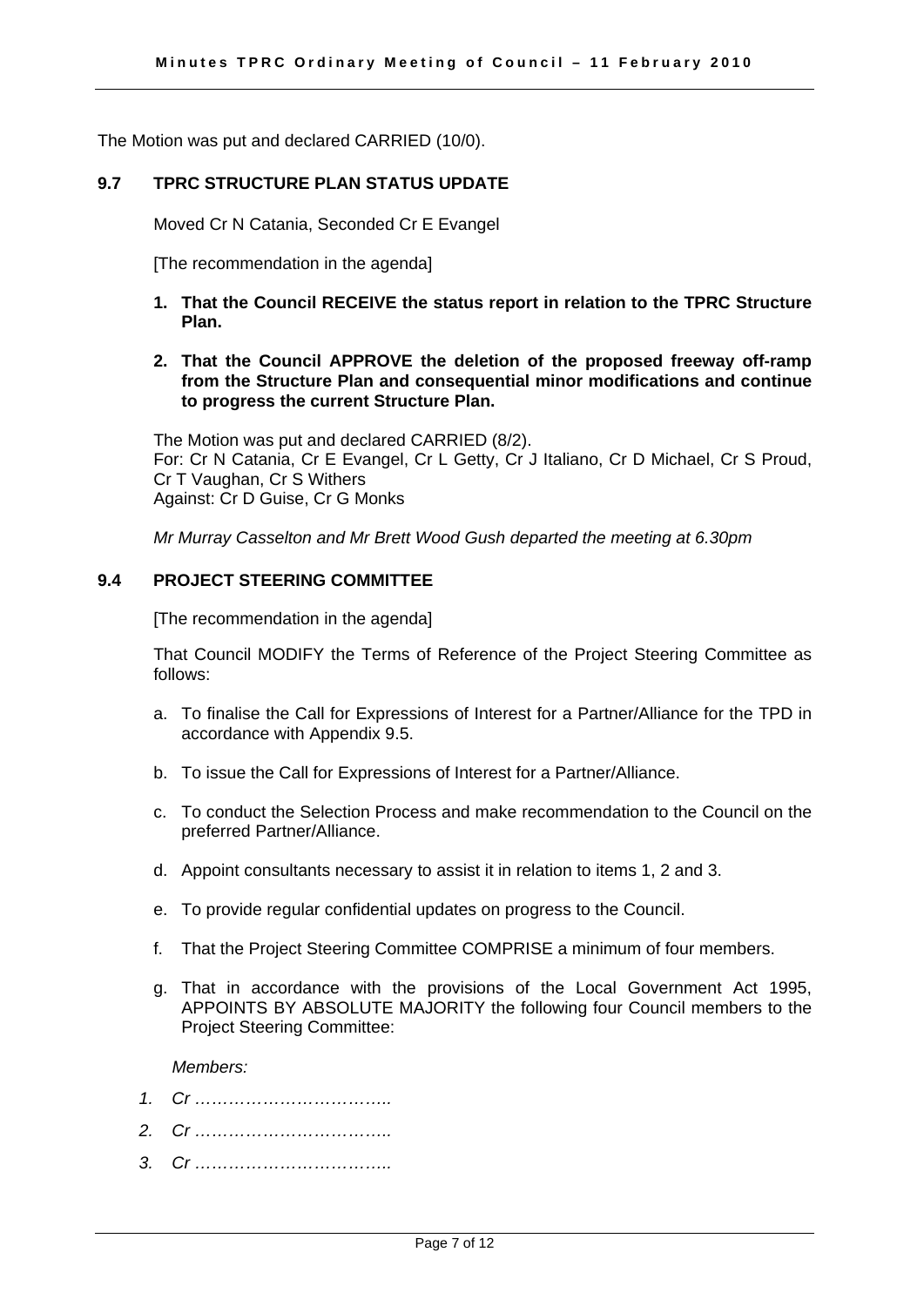The Motion was put and declared CARRIED (10/0).

## 9.7 TPRC STRUCTURE PLAN STATUS UPDATE

Moved Cr N Catania, Seconded Cr E Evangel

[The recommendation in the agenda]

1. **That the Council RECEIVE the status report in relation to the TPRC Structure Plan.**

2. **That the Council APPROVE the deletion of the proposed freeway off-ramp from the Structure Plan and consequential minor modifications and continue to progress the current Structure Plan.**

The Motion was put and declared CARRIED (8/2).
For: Cr N Catania, Cr E Evangel, Cr L Getty, Cr J Italiano, Cr D Michael, Cr S Proud, Cr T Vaughan, Cr S Withers
Against: Cr D Guise, Cr G Monks

*Mr Murray Casselton and Mr Brett Wood Gush departed the meeting at 6.30pm*

## 9.4 PROJECT STEERING COMMITTEE

[The recommendation in the agenda]

That Council MODIFY the Terms of Reference of the Project Steering Committee as follows:

a. To finalise the Call for Expressions of Interest for a Partner/Alliance for the TPD in accordance with Appendix 9.5.

b. To issue the Call for Expressions of Interest for a Partner/Alliance.

c. To conduct the Selection Process and make recommendation to the Council on the preferred Partner/Alliance.

d. Appoint consultants necessary to assist it in relation to items 1, 2 and 3.

e. To provide regular confidential updates on progress to the Council.

f. That the Project Steering Committee COMPRISE a minimum of four members.

g. That in accordance with the provisions of the Local Government Act 1995, APPOINTS BY ABSOLUTE MAJORITY the following four Council members to the Project Steering Committee:

*Members:*

*1. Cr ……………………………..*

*2. Cr ……………………………..*

*3. Cr ……………………………..*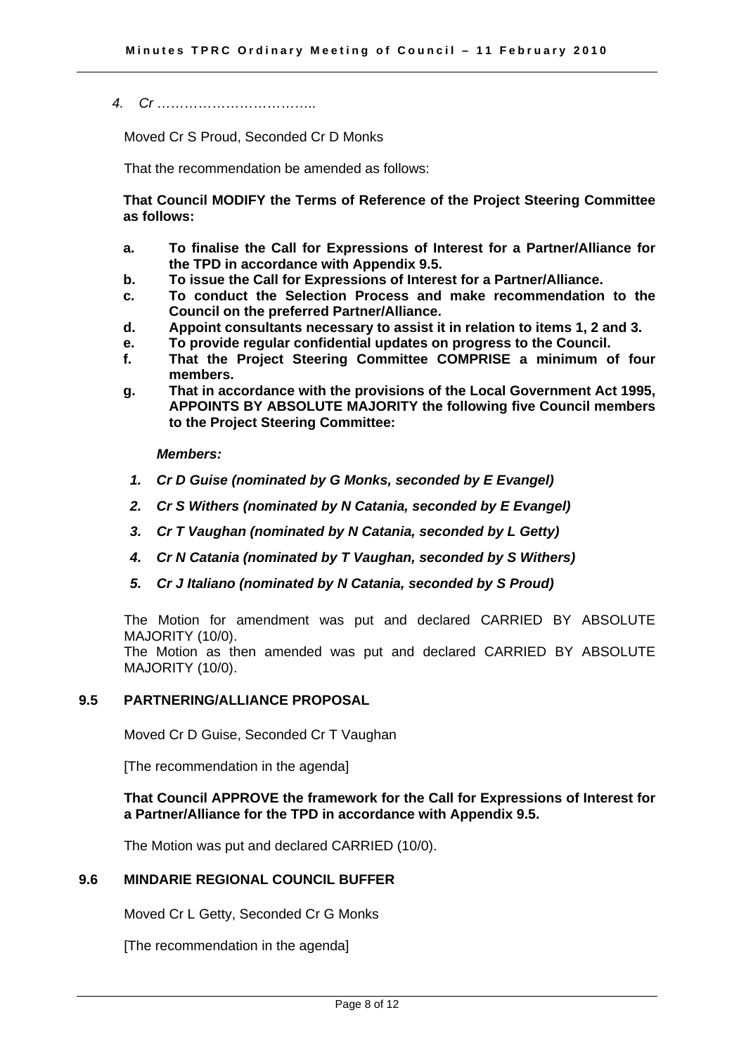*4. Cr ……………………………..*

Moved Cr S Proud, Seconded Cr D Monks

That the recommendation be amended as follows:

**That Council MODIFY the Terms of Reference of the Project Steering Committee as follows:**

- **a. To finalise the Call for Expressions of Interest for a Partner/Alliance for the TPD in accordance with Appendix 9.5.**
- **b. To issue the Call for Expressions of Interest for a Partner/Alliance.**
- **c. To conduct the Selection Process and make recommendation to the Council on the preferred Partner/Alliance.**
- **d. Appoint consultants necessary to assist it in relation to items 1, 2 and 3.**
- **e. To provide regular confidential updates on progress to the Council.**
- **f. That the Project Steering Committee COMPRISE a minimum of four members.**
- **g. That in accordance with the provisions of the Local Government Act 1995, APPOINTS BY ABSOLUTE MAJORITY the following five Council members to the Project Steering Committee:**

***Members:***

1. ***Cr D Guise (nominated by G Monks, seconded by E Evangel)***
2. ***Cr S Withers (nominated by N Catania, seconded by E Evangel)***
3. ***Cr T Vaughan (nominated by N Catania, seconded by L Getty)***
4. ***Cr N Catania (nominated by T Vaughan, seconded by S Withers)***
5. ***Cr J Italiano (nominated by N Catania, seconded by S Proud)***

The Motion for amendment was put and declared CARRIED BY ABSOLUTE MAJORITY (10/0).
The Motion as then amended was put and declared CARRIED BY ABSOLUTE MAJORITY (10/0).

## 9.5 PARTNERING/ALLIANCE PROPOSAL

Moved Cr D Guise, Seconded Cr T Vaughan

[The recommendation in the agenda]

**That Council APPROVE the framework for the Call for Expressions of Interest for a Partner/Alliance for the TPD in accordance with Appendix 9.5.**

The Motion was put and declared CARRIED (10/0).

## 9.6 MINDARIE REGIONAL COUNCIL BUFFER

Moved Cr L Getty, Seconded Cr G Monks

[The recommendation in the agenda]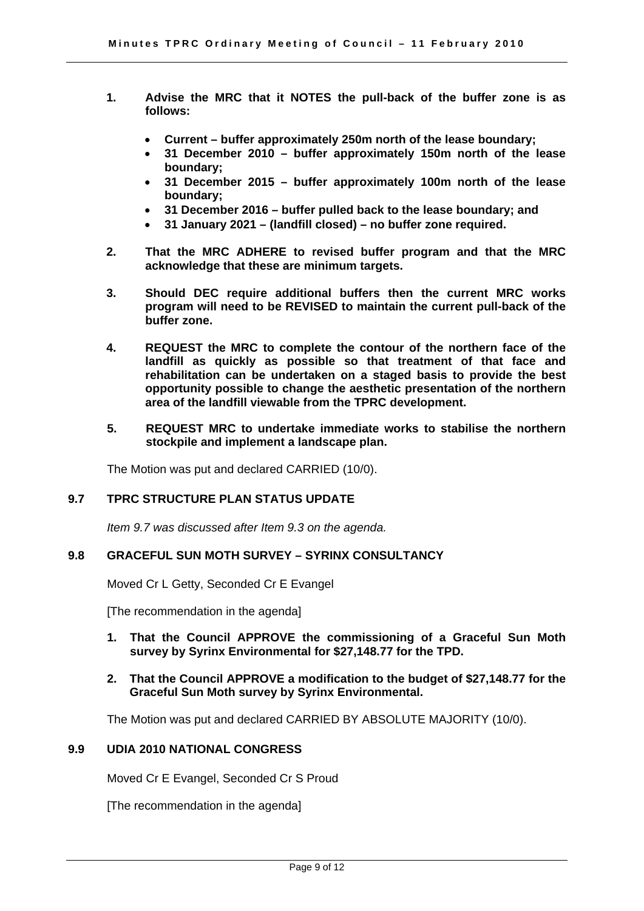1. **Advise the MRC that it NOTES the pull-back of the buffer zone is as follows:**

   - **Current – buffer approximately 250m north of the lease boundary;**
   - **31 December 2010 – buffer approximately 150m north of the lease boundary;**
   - **31 December 2015 – buffer approximately 100m north of the lease boundary;**
   - **31 December 2016 – buffer pulled back to the lease boundary; and**
   - **31 January 2021 – (landfill closed) – no buffer zone required.**

2. **That the MRC ADHERE to revised buffer program and that the MRC acknowledge that these are minimum targets.**

3. **Should DEC require additional buffers then the current MRC works program will need to be REVISED to maintain the current pull-back of the buffer zone.**

4. **REQUEST the MRC to complete the contour of the northern face of the landfill as quickly as possible so that treatment of that face and rehabilitation can be undertaken on a staged basis to provide the best opportunity possible to change the aesthetic presentation of the northern area of the landfill viewable from the TPRC development.**

5. **REQUEST MRC to undertake immediate works to stabilise the northern stockpile and implement a landscape plan.**

The Motion was put and declared CARRIED (10/0).

## 9.7 TPRC STRUCTURE PLAN STATUS UPDATE

*Item 9.7 was discussed after Item 9.3 on the agenda.*

## 9.8 GRACEFUL SUN MOTH SURVEY – SYRINX CONSULTANCY

Moved Cr L Getty, Seconded Cr E Evangel

[The recommendation in the agenda]

1. **That the Council APPROVE the commissioning of a Graceful Sun Moth survey by Syrinx Environmental for $27,148.77 for the TPD.**

2. **That the Council APPROVE a modification to the budget of $27,148.77 for the Graceful Sun Moth survey by Syrinx Environmental.**

The Motion was put and declared CARRIED BY ABSOLUTE MAJORITY (10/0).

## 9.9 UDIA 2010 NATIONAL CONGRESS

Moved Cr E Evangel, Seconded Cr S Proud

[The recommendation in the agenda]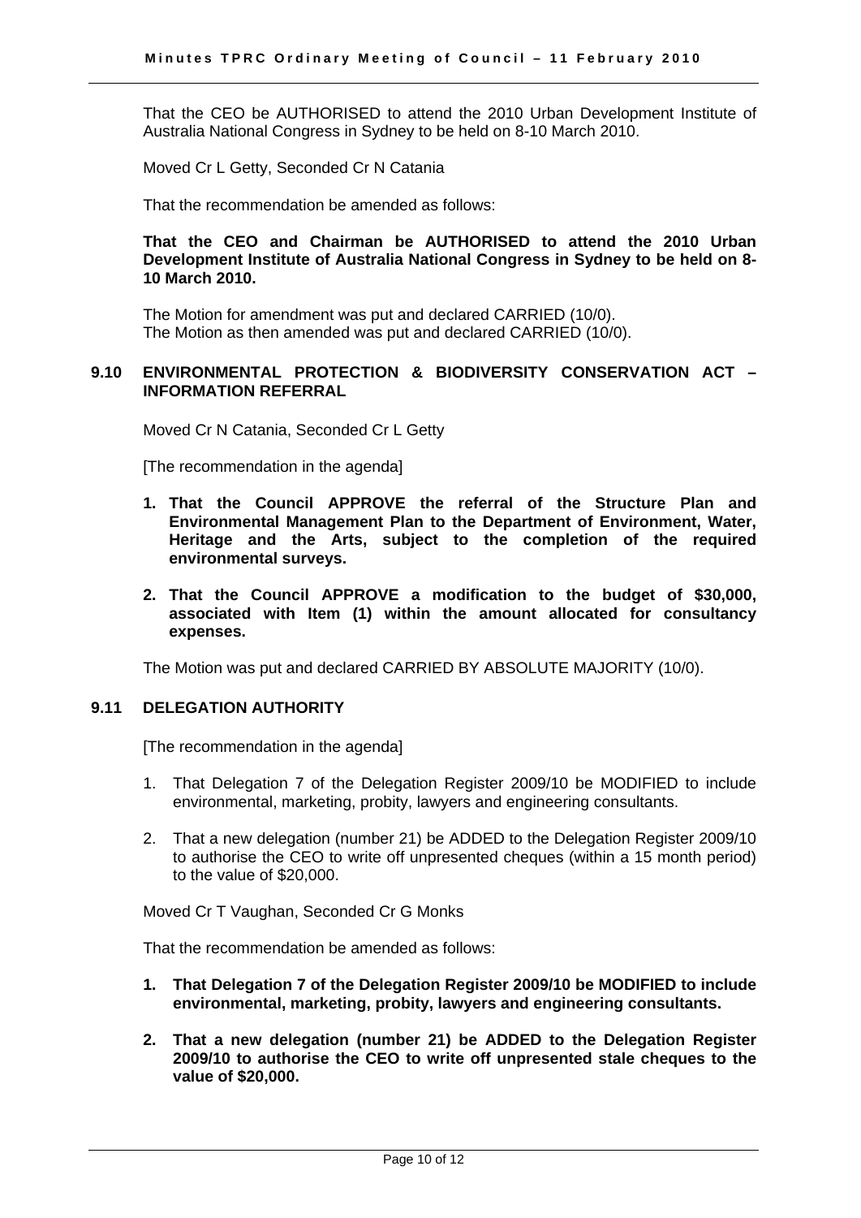That the CEO be AUTHORISED to attend the 2010 Urban Development Institute of Australia National Congress in Sydney to be held on 8-10 March 2010.

Moved Cr L Getty, Seconded Cr N Catania

That the recommendation be amended as follows:

**That the CEO and Chairman be AUTHORISED to attend the 2010 Urban Development Institute of Australia National Congress in Sydney to be held on 8-10 March 2010.**

The Motion for amendment was put and declared CARRIED (10/0).
The Motion as then amended was put and declared CARRIED (10/0).

### 9.10 ENVIRONMENTAL PROTECTION & BIODIVERSITY CONSERVATION ACT – INFORMATION REFERRAL

Moved Cr N Catania, Seconded Cr L Getty

[The recommendation in the agenda]

1. **That the Council APPROVE the referral of the Structure Plan and Environmental Management Plan to the Department of Environment, Water, Heritage and the Arts, subject to the completion of the required environmental surveys.**

2. **That the Council APPROVE a modification to the budget of $30,000, associated with Item (1) within the amount allocated for consultancy expenses.**

The Motion was put and declared CARRIED BY ABSOLUTE MAJORITY (10/0).

### 9.11 DELEGATION AUTHORITY

[The recommendation in the agenda]

1. That Delegation 7 of the Delegation Register 2009/10 be MODIFIED to include environmental, marketing, probity, lawyers and engineering consultants.

2. That a new delegation (number 21) be ADDED to the Delegation Register 2009/10 to authorise the CEO to write off unpresented cheques (within a 15 month period) to the value of $20,000.

Moved Cr T Vaughan, Seconded Cr G Monks

That the recommendation be amended as follows:

1. **That Delegation 7 of the Delegation Register 2009/10 be MODIFIED to include environmental, marketing, probity, lawyers and engineering consultants.**

2. **That a new delegation (number 21) be ADDED to the Delegation Register 2009/10 to authorise the CEO to write off unpresented stale cheques to the value of $20,000.**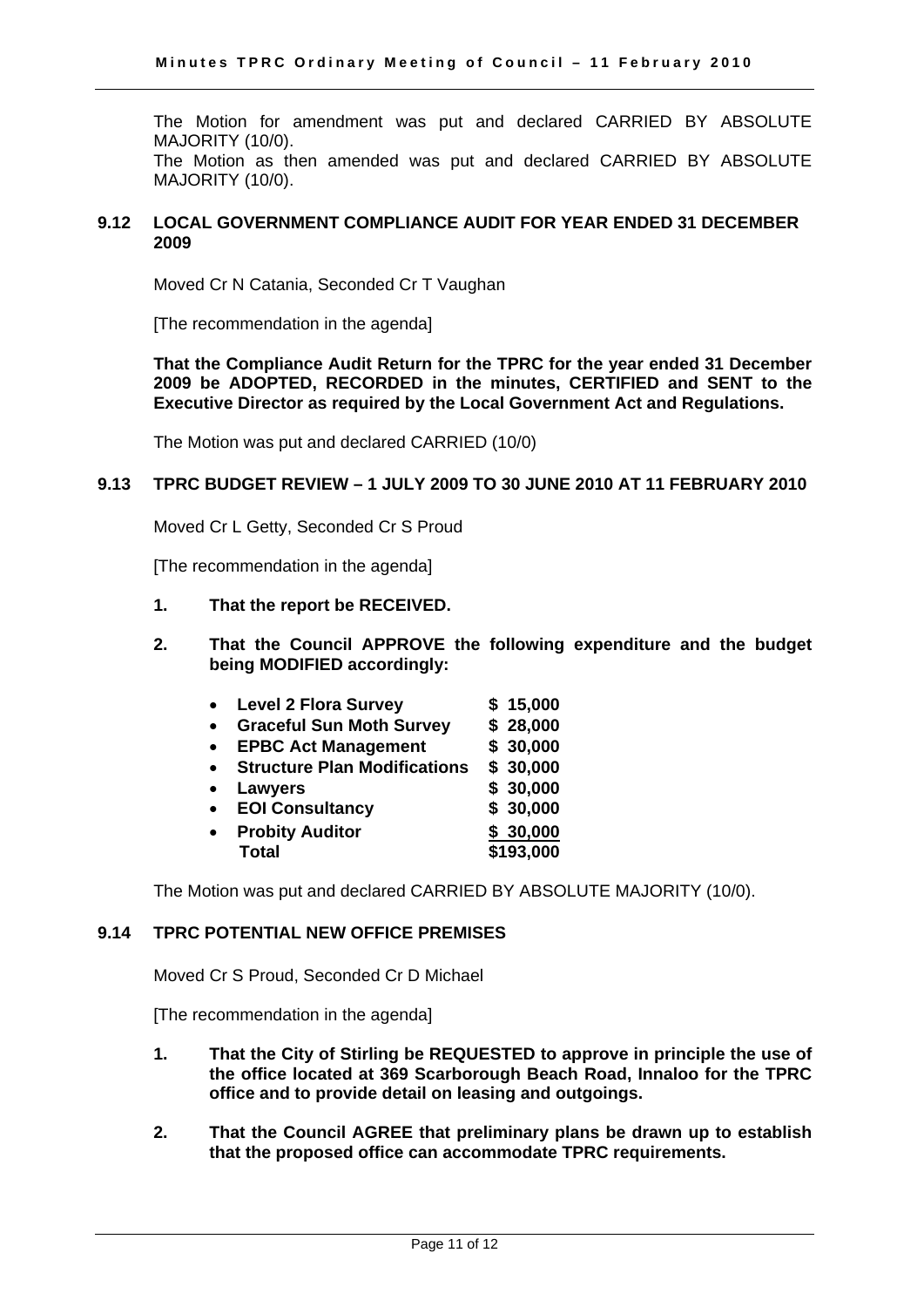The Motion for amendment was put and declared CARRIED BY ABSOLUTE MAJORITY (10/0).

The Motion as then amended was put and declared CARRIED BY ABSOLUTE MAJORITY (10/0).

### 9.12 LOCAL GOVERNMENT COMPLIANCE AUDIT FOR YEAR ENDED 31 DECEMBER 2009

Moved Cr N Catania, Seconded Cr T Vaughan

[The recommendation in the agenda]

**That the Compliance Audit Return for the TPRC for the year ended 31 December 2009 be ADOPTED, RECORDED in the minutes, CERTIFIED and SENT to the Executive Director as required by the Local Government Act and Regulations.**

The Motion was put and declared CARRIED (10/0)

### 9.13 TPRC BUDGET REVIEW – 1 JULY 2009 TO 30 JUNE 2010 AT 11 FEBRUARY 2010

Moved Cr L Getty, Seconded Cr S Proud

[The recommendation in the agenda]

1. **That the report be RECEIVED.**

2. **That the Council APPROVE the following expenditure and the budget being MODIFIED accordingly:**

| | |
|---|---|
| • **Level 2 Flora Survey** | **$ 15,000** |
| • **Graceful Sun Moth Survey** | **$ 28,000** |
| • **EPBC Act Management** | **$ 30,000** |
| • **Structure Plan Modifications** | **$ 30,000** |
| • **Lawyers** | **$ 30,000** |
| • **EOI Consultancy** | **$ 30,000** |
| • **Probity Auditor** | **$ 30,000** |
| **Total** | **$193,000** |

The Motion was put and declared CARRIED BY ABSOLUTE MAJORITY (10/0).

### 9.14 TPRC POTENTIAL NEW OFFICE PREMISES

Moved Cr S Proud, Seconded Cr D Michael

[The recommendation in the agenda]

1. **That the City of Stirling be REQUESTED to approve in principle the use of the office located at 369 Scarborough Beach Road, Innaloo for the TPRC office and to provide detail on leasing and outgoings.**

2. **That the Council AGREE that preliminary plans be drawn up to establish that the proposed office can accommodate TPRC requirements.**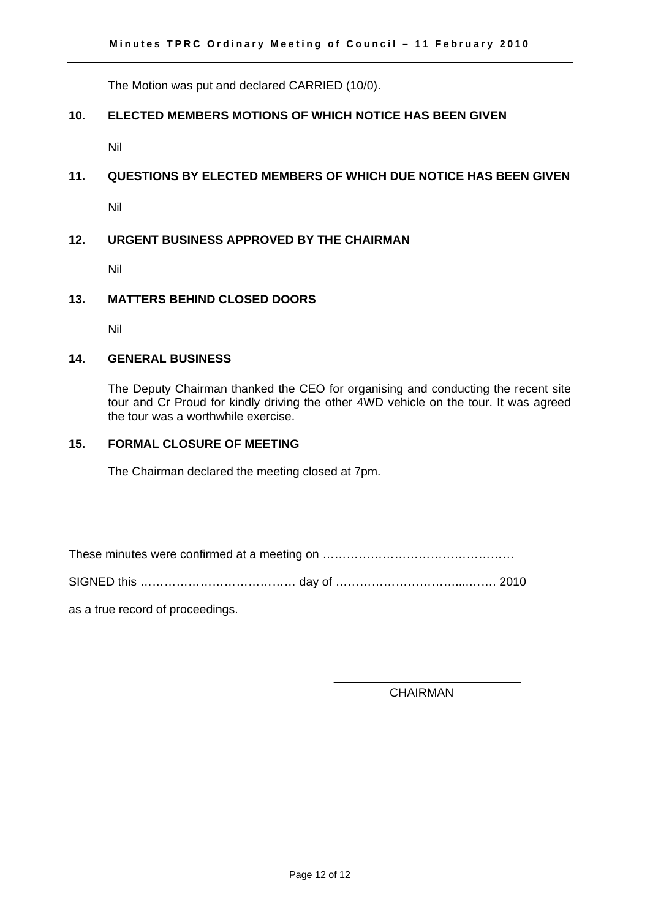The Motion was put and declared CARRIED (10/0).

## 10. ELECTED MEMBERS MOTIONS OF WHICH NOTICE HAS BEEN GIVEN

Nil

## 11. QUESTIONS BY ELECTED MEMBERS OF WHICH DUE NOTICE HAS BEEN GIVEN

Nil

## 12. URGENT BUSINESS APPROVED BY THE CHAIRMAN

Nil

## 13. MATTERS BEHIND CLOSED DOORS

Nil

## 14. GENERAL BUSINESS

The Deputy Chairman thanked the CEO for organising and conducting the recent site tour and Cr Proud for kindly driving the other 4WD vehicle on the tour. It was agreed the tour was a worthwhile exercise.

## 15. FORMAL CLOSURE OF MEETING

The Chairman declared the meeting closed at 7pm.

These minutes were confirmed at a meeting on …………………………………………

SIGNED this ………………………………… day of …………………………...……. 2010

as a true record of proceedings.

CHAIRMAN